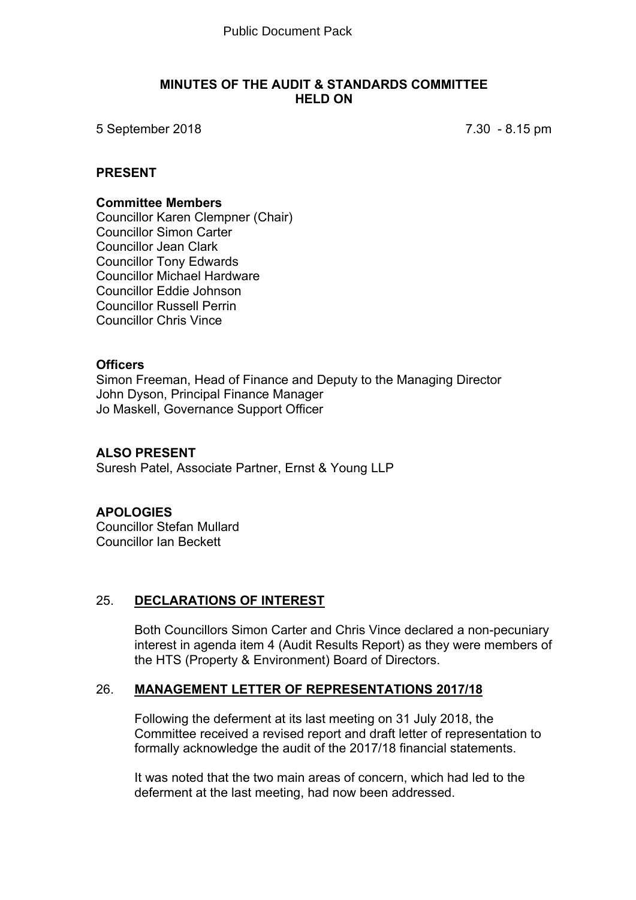Public Document Pack

# MINUTES OF THE AUDIT & STANDARDS COMMITTEE HELD ON

5 September 2018 7.30 - 8.15 pm

## PRESENT

### Committee Members

Councillor Karen Clempner (Chair)
Councillor Simon Carter
Councillor Jean Clark
Councillor Tony Edwards
Councillor Michael Hardware
Councillor Eddie Johnson
Councillor Russell Perrin
Councillor Chris Vince

### Officers

Simon Freeman, Head of Finance and Deputy to the Managing Director
John Dyson, Principal Finance Manager
Jo Maskell, Governance Support Officer

## ALSO PRESENT

Suresh Patel, Associate Partner, Ernst & Young LLP

## APOLOGIES

Councillor Stefan Mullard
Councillor Ian Beckett

## 25. DECLARATIONS OF INTEREST

Both Councillors Simon Carter and Chris Vince declared a non-pecuniary interest in agenda item 4 (Audit Results Report) as they were members of the HTS (Property & Environment) Board of Directors.

## 26. MANAGEMENT LETTER OF REPRESENTATIONS 2017/18

Following the deferment at its last meeting on 31 July 2018, the Committee received a revised report and draft letter of representation to formally acknowledge the audit of the 2017/18 financial statements.

It was noted that the two main areas of concern, which had led to the deferment at the last meeting, had now been addressed.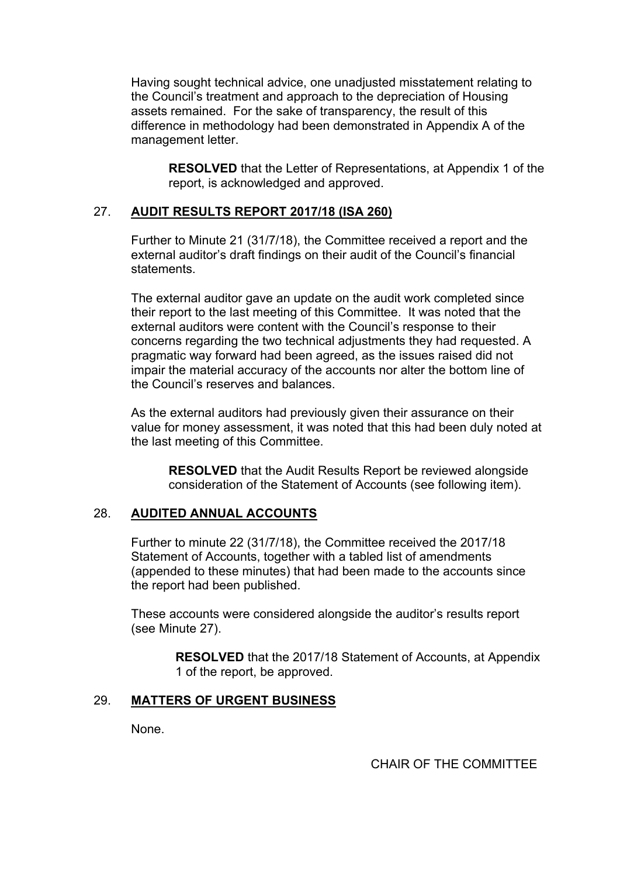Having sought technical advice, one unadjusted misstatement relating to the Council's treatment and approach to the depreciation of Housing assets remained. For the sake of transparency, the result of this difference in methodology had been demonstrated in Appendix A of the management letter.

> **RESOLVED** that the Letter of Representations, at Appendix 1 of the report, is acknowledged and approved.

## 27. AUDIT RESULTS REPORT 2017/18 (ISA 260)

Further to Minute 21 (31/7/18), the Committee received a report and the external auditor's draft findings on their audit of the Council's financial statements.

The external auditor gave an update on the audit work completed since their report to the last meeting of this Committee. It was noted that the external auditors were content with the Council's response to their concerns regarding the two technical adjustments they had requested. A pragmatic way forward had been agreed, as the issues raised did not impair the material accuracy of the accounts nor alter the bottom line of the Council's reserves and balances.

As the external auditors had previously given their assurance on their value for money assessment, it was noted that this had been duly noted at the last meeting of this Committee.

> **RESOLVED** that the Audit Results Report be reviewed alongside consideration of the Statement of Accounts (see following item).

## 28. AUDITED ANNUAL ACCOUNTS

Further to minute 22 (31/7/18), the Committee received the 2017/18 Statement of Accounts, together with a tabled list of amendments (appended to these minutes) that had been made to the accounts since the report had been published.

These accounts were considered alongside the auditor's results report (see Minute 27).

> **RESOLVED** that the 2017/18 Statement of Accounts, at Appendix 1 of the report, be approved.

## 29. MATTERS OF URGENT BUSINESS

None.

CHAIR OF THE COMMITTEE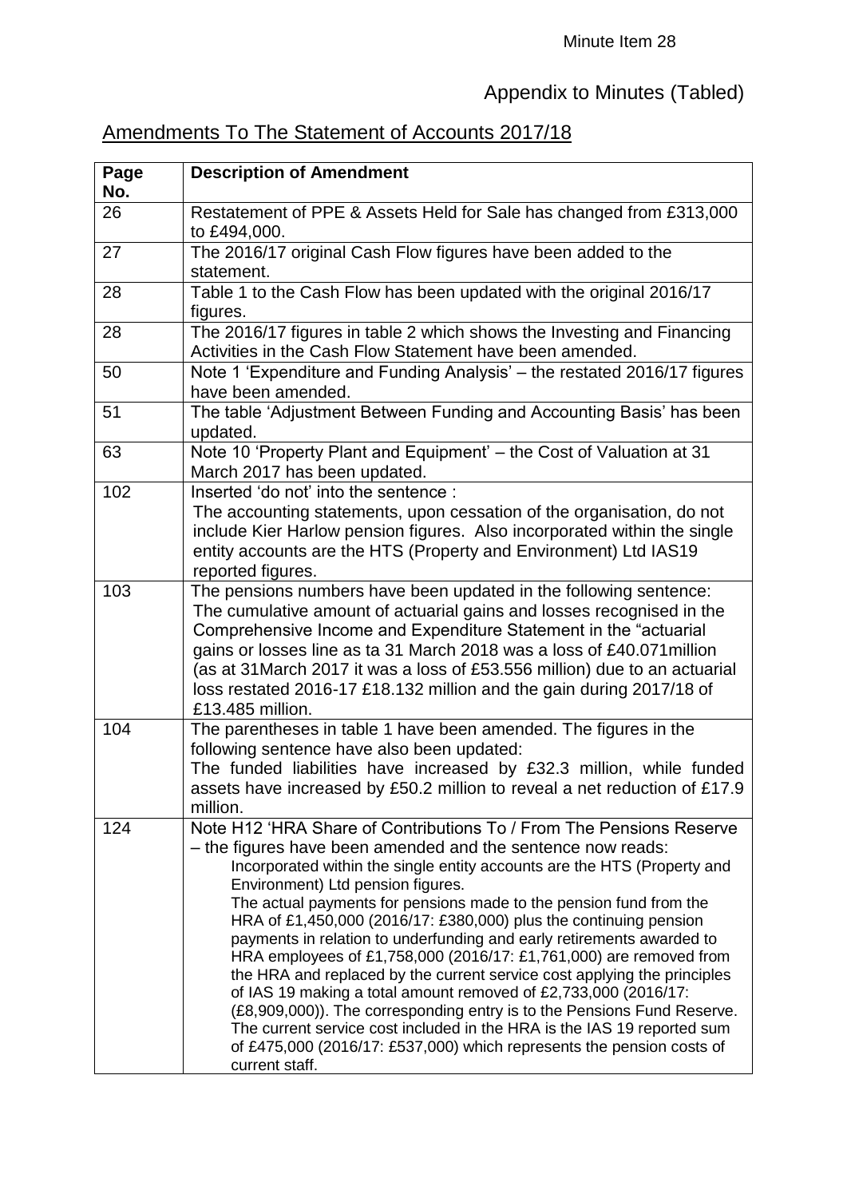Minute Item 28

Appendix to Minutes (Tabled)

## Amendments To The Statement of Accounts 2017/18

| Page No. | Description of Amendment |
|---|---|
| 26 | Restatement of PPE & Assets Held for Sale has changed from £313,000 to £494,000. |
| 27 | The 2016/17 original Cash Flow figures have been added to the statement. |
| 28 | Table 1 to the Cash Flow has been updated with the original 2016/17 figures. |
| 28 | The 2016/17 figures in table 2 which shows the Investing and Financing Activities in the Cash Flow Statement have been amended. |
| 50 | Note 1 'Expenditure and Funding Analysis' – the restated 2016/17 figures have been amended. |
| 51 | The table 'Adjustment Between Funding and Accounting Basis' has been updated. |
| 63 | Note 10 'Property Plant and Equipment' – the Cost of Valuation at 31 March 2017 has been updated. |
| 102 | Inserted 'do not' into the sentence : The accounting statements, upon cessation of the organisation, do not include Kier Harlow pension figures. Also incorporated within the single entity accounts are the HTS (Property and Environment) Ltd IAS19 reported figures. |
| 103 | The pensions numbers have been updated in the following sentence: The cumulative amount of actuarial gains and losses recognised in the Comprehensive Income and Expenditure Statement in the "actuarial gains or losses line as ta 31 March 2018 was a loss of £40.071million (as at 31March 2017 it was a loss of £53.556 million) due to an actuarial loss restated 2016-17 £18.132 million and the gain during 2017/18 of £13.485 million. |
| 104 | The parentheses in table 1 have been amended. The figures in the following sentence have also been updated: The funded liabilities have increased by £32.3 million, while funded assets have increased by £50.2 million to reveal a net reduction of £17.9 million. |
| 124 | Note H12 'HRA Share of Contributions To / From The Pensions Reserve – the figures have been amended and the sentence now reads: Incorporated within the single entity accounts are the HTS (Property and Environment) Ltd pension figures. The actual payments for pensions made to the pension fund from the HRA of £1,450,000 (2016/17: £380,000) plus the continuing pension payments in relation to underfunding and early retirements awarded to HRA employees of £1,758,000 (2016/17: £1,761,000) are removed from the HRA and replaced by the current service cost applying the principles of IAS 19 making a total amount removed of £2,733,000 (2016/17: (£8,909,000)). The corresponding entry is to the Pensions Fund Reserve. The current service cost included in the HRA is the IAS 19 reported sum of £475,000 (2016/17: £537,000) which represents the pension costs of current staff. |